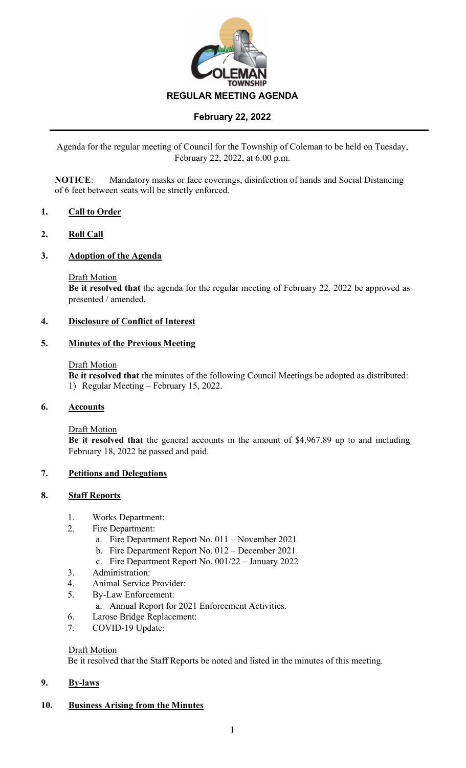COLEMAN TOWNSHIP

# REGULAR MEETING AGENDA

## February 22, 2022

Agenda for the regular meeting of Council for the Township of Coleman to be held on Tuesday, February 22, 2022, at 6:00 p.m.

**NOTICE**: Mandatory masks or face coverings, disinfection of hands and Social Distancing of 6 feet between seats will be strictly enforced.

### 1. Call to Order

### 2. Roll Call

### 3. Adoption of the Agenda

Draft Motion
**Be it resolved that** the agenda for the regular meeting of February 22, 2022 be approved as presented / amended.

### 4. Disclosure of Conflict of Interest

### 5. Minutes of the Previous Meeting

Draft Motion
**Be it resolved that** the minutes of the following Council Meetings be adopted as distributed:
1) Regular Meeting – February 15, 2022.

### 6. Accounts

Draft Motion
**Be it resolved that** the general accounts in the amount of $4,967.89 up to and including February 18, 2022 be passed and paid.

### 7. Petitions and Delegations

### 8. Staff Reports

1. Works Department:
2. Fire Department:
   a. Fire Department Report No. 011 – November 2021
   b. Fire Department Report No. 012 – December 2021
   c. Fire Department Report No. 001/22 – January 2022
3. Administration:
4. Animal Service Provider:
5. By-Law Enforcement:
   a. Annual Report for 2021 Enforcement Activities.
6. Larose Bridge Replacement:
7. COVID-19 Update:

Draft Motion
Be it resolved that the Staff Reports be noted and listed in the minutes of this meeting.

### 9. By-laws

### 10. Business Arising from the Minutes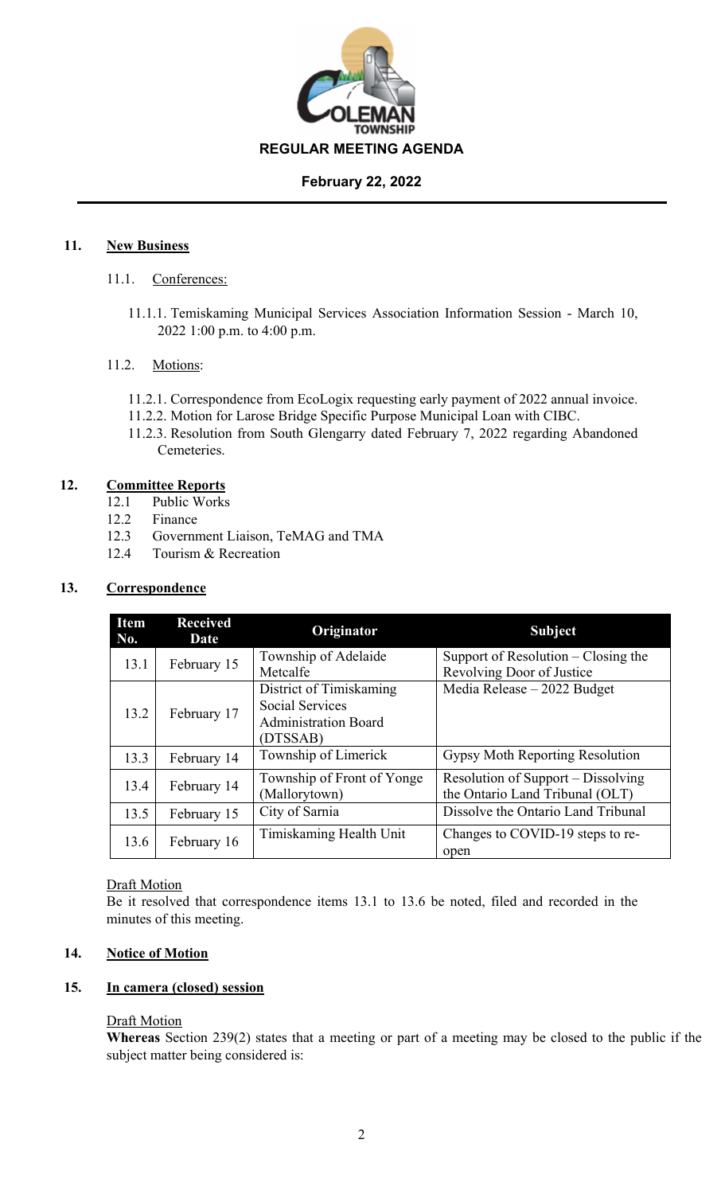**REGULAR MEETING AGENDA**

**February 22, 2022**

## 11. New Business

### 11.1. Conferences:

11.1.1. Temiskaming Municipal Services Association Information Session - March 10, 2022 1:00 p.m. to 4:00 p.m.

### 11.2. Motions:

11.2.1. Correspondence from EcoLogix requesting early payment of 2022 annual invoice.
11.2.2. Motion for Larose Bridge Specific Purpose Municipal Loan with CIBC.
11.2.3. Resolution from South Glengarry dated February 7, 2022 regarding Abandoned Cemeteries.

## 12. Committee Reports

12.1 Public Works
12.2 Finance
12.3 Government Liaison, TeMAG and TMA
12.4 Tourism & Recreation

## 13. Correspondence

| Item No. | Received Date | Originator | Subject |
|---|---|---|---|
| 13.1 | February 15 | Township of Adelaide Metcalfe | Support of Resolution – Closing the Revolving Door of Justice |
| 13.2 | February 17 | District of Timiskaming Social Services Administration Board (DTSSAB) | Media Release – 2022 Budget |
| 13.3 | February 14 | Township of Limerick | Gypsy Moth Reporting Resolution |
| 13.4 | February 14 | Township of Front of Yonge (Mallorytown) | Resolution of Support – Dissolving the Ontario Land Tribunal (OLT) |
| 13.5 | February 15 | City of Sarnia | Dissolve the Ontario Land Tribunal |
| 13.6 | February 16 | Timiskaming Health Unit | Changes to COVID-19 steps to re-open |

Draft Motion
Be it resolved that correspondence items 13.1 to 13.6 be noted, filed and recorded in the minutes of this meeting.

## 14. Notice of Motion

## 15. In camera (closed) session

Draft Motion
**Whereas** Section 239(2) states that a meeting or part of a meeting may be closed to the public if the subject matter being considered is: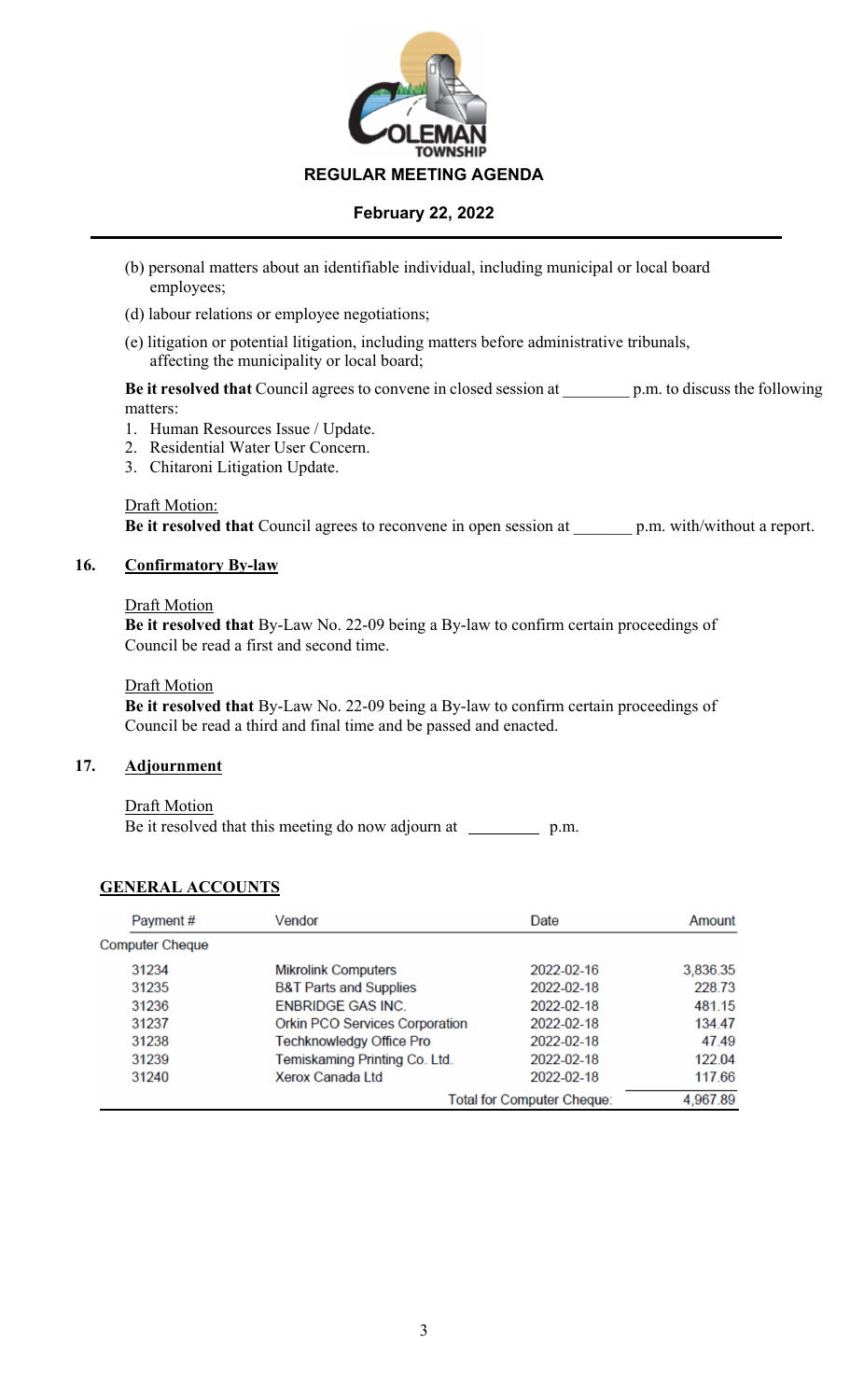(b) personal matters about an identifiable individual, including municipal or local board employees;

(d) labour relations or employee negotiations;

(e) litigation or potential litigation, including matters before administrative tribunals, affecting the municipality or local board;

**Be it resolved that** Council agrees to convene in closed session at ________ p.m. to discuss the following matters:

1. Human Resources Issue / Update.
2. Residential Water User Concern.
3. Chitaroni Litigation Update.

Draft Motion:
**Be it resolved that** Council agrees to reconvene in open session at _______ p.m. with/without a report.

## 16. Confirmatory By-law

Draft Motion
**Be it resolved that** By-Law No. 22-09 being a By-law to confirm certain proceedings of Council be read a first and second time.

Draft Motion
**Be it resolved that** By-Law No. 22-09 being a By-law to confirm certain proceedings of Council be read a third and final time and be passed and enacted.

## 17. Adjournment

Draft Motion
Be it resolved that this meeting do now adjourn at ________ p.m.

## GENERAL ACCOUNTS

| Payment # | Vendor | Date | Amount |
|---|---|---|---|
| Computer Cheque | | | |
| 31234 | Mikrolink Computers | 2022-02-16 | 3,836.35 |
| 31235 | B&T Parts and Supplies | 2022-02-18 | 228.73 |
| 31236 | ENBRIDGE GAS INC. | 2022-02-18 | 481.15 |
| 31237 | Orkin PCO Services Corporation | 2022-02-18 | 134.47 |
| 31238 | Techknowledgy Office Pro | 2022-02-18 | 47.49 |
| 31239 | Temiskaming Printing Co. Ltd. | 2022-02-18 | 122.04 |
| 31240 | Xerox Canada Ltd | 2022-02-18 | 117.66 |
| | | Total for Computer Cheque: | 4,967.89 |